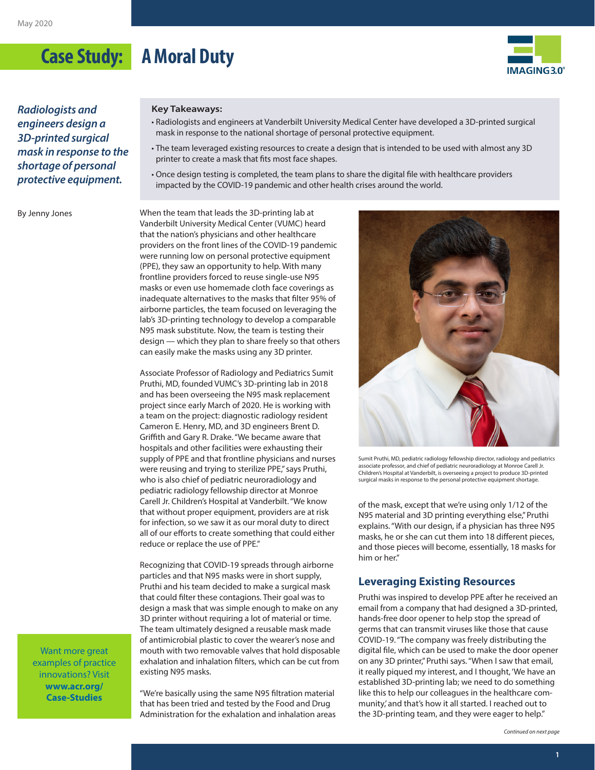May 2020

# Case Study: A Moral Duty

*Radiologists and engineers design a 3D-printed surgical mask in response to the shortage of personal protective equipment.*

By Jenny Jones

**Key Takeaways:**

- Radiologists and engineers at Vanderbilt University Medical Center have developed a 3D-printed surgical mask in response to the national shortage of personal protective equipment.
- The team leveraged existing resources to create a design that is intended to be used with almost any 3D printer to create a mask that fits most face shapes.
- Once design testing is completed, the team plans to share the digital file with healthcare providers impacted by the COVID-19 pandemic and other health crises around the world.

When the team that leads the 3D-printing lab at Vanderbilt University Medical Center (VUMC) heard that the nation's physicians and other healthcare providers on the front lines of the COVID-19 pandemic were running low on personal protective equipment (PPE), they saw an opportunity to help. With many frontline providers forced to reuse single-use N95 masks or even use homemade cloth face coverings as inadequate alternatives to the masks that filter 95% of airborne particles, the team focused on leveraging the lab's 3D-printing technology to develop a comparable N95 mask substitute. Now, the team is testing their design — which they plan to share freely so that others can easily make the masks using any 3D printer.

Associate Professor of Radiology and Pediatrics Sumit Pruthi, MD, founded VUMC's 3D-printing lab in 2018 and has been overseeing the N95 mask replacement project since early March of 2020. He is working with a team on the project: diagnostic radiology resident Cameron E. Henry, MD, and 3D engineers Brent D. Griffith and Gary R. Drake. "We became aware that hospitals and other facilities were exhausting their supply of PPE and that frontline physicians and nurses were reusing and trying to sterilize PPE," says Pruthi, who is also chief of pediatric neuroradiology and pediatric radiology fellowship director at Monroe Carell Jr. Children's Hospital at Vanderbilt. "We know that without proper equipment, providers are at risk for infection, so we saw it as our moral duty to direct all of our efforts to create something that could either reduce or replace the use of PPE."

Recognizing that COVID-19 spreads through airborne particles and that N95 masks were in short supply, Pruthi and his team decided to make a surgical mask that could filter these contagions. Their goal was to design a mask that was simple enough to make on any 3D printer without requiring a lot of material or time. The team ultimately designed a reusable mask made of antimicrobial plastic to cover the wearer's nose and mouth with two removable valves that hold disposable exhalation and inhalation filters, which can be cut from existing N95 masks.

"We're basically using the same N95 filtration material that has been tried and tested by the Food and Drug Administration for the exhalation and inhalation areas of the mask, except that we're using only 1/12 of the N95 material and 3D printing everything else," Pruthi explains. "With our design, if a physician has three N95 masks, he or she can cut them into 18 different pieces, and those pieces will become, essentially, 18 masks for him or her."

Sumit Pruthi, MD, pediatric radiology fellowship director, radiology and pediatrics associate professor, and chief of pediatric neuroradiology at Monroe Carell Jr. Children's Hospital at Vanderbilt, is overseeing a project to produce 3D-printed surgical masks in response to the personal protective equipment shortage.

## Leveraging Existing Resources

Pruthi was inspired to develop PPE after he received an email from a company that had designed a 3D-printed, hands-free door opener to help stop the spread of germs that can transmit viruses like those that cause COVID-19. "The company was freely distributing the digital file, which can be used to make the door opener on any 3D printer," Pruthi says. "When I saw that email, it really piqued my interest, and I thought, 'We have an established 3D-printing lab; we need to do something like this to help our colleagues in the healthcare community,' and that's how it all started. I reached out to the 3D-printing team, and they were eager to help."

Want more great examples of practice innovations? Visit **www.acr.org/Case-Studies**

*Continued on next page*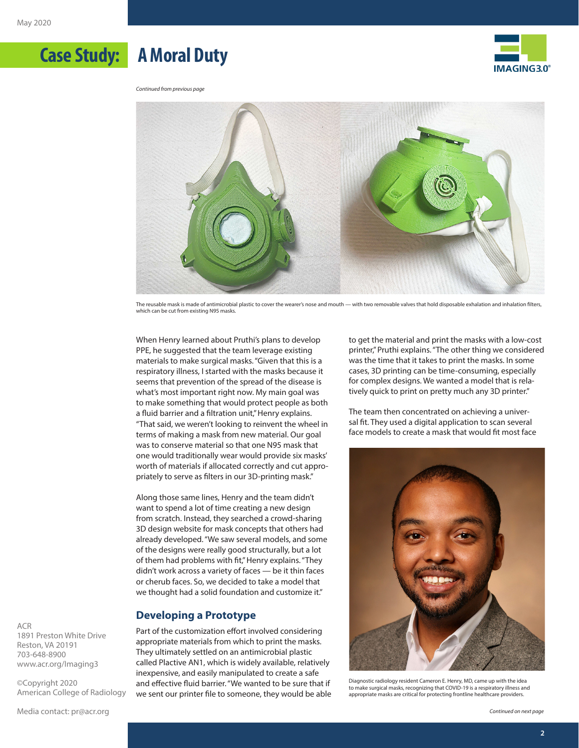# Case Study: A Moral Duty

*Continued from previous page*

The reusable mask is made of antimicrobial plastic to cover the wearer's nose and mouth — with two removable valves that hold disposable exhalation and inhalation filters, which can be cut from existing N95 masks.

When Henry learned about Pruthi's plans to develop PPE, he suggested that the team leverage existing materials to make surgical masks. "Given that this is a respiratory illness, I started with the masks because it seems that prevention of the spread of the disease is what's most important right now. My main goal was to make something that would protect people as both a fluid barrier and a filtration unit," Henry explains. "That said, we weren't looking to reinvent the wheel in terms of making a mask from new material. Our goal was to conserve material so that one N95 mask that one would traditionally wear would provide six masks' worth of materials if allocated correctly and cut appropriately to serve as filters in our 3D-printing mask."

Along those same lines, Henry and the team didn't want to spend a lot of time creating a new design from scratch. Instead, they searched a crowd-sharing 3D design website for mask concepts that others had already developed. "We saw several models, and some of the designs were really good structurally, but a lot of them had problems with fit," Henry explains. "They didn't work across a variety of faces — be it thin faces or cherub faces. So, we decided to take a model that we thought had a solid foundation and customize it."

## Developing a Prototype

Part of the customization effort involved considering appropriate materials from which to print the masks. They ultimately settled on an antimicrobial plastic called Plactive AN1, which is widely available, relatively inexpensive, and easily manipulated to create a safe and effective fluid barrier. "We wanted to be sure that if we sent our printer file to someone, they would be able to get the material and print the masks with a low-cost printer," Pruthi explains. "The other thing we considered was the time that it takes to print the masks. In some cases, 3D printing can be time-consuming, especially for complex designs. We wanted a model that is relatively quick to print on pretty much any 3D printer."

The team then concentrated on achieving a universal fit. They used a digital application to scan several face models to create a mask that would fit most face

Diagnostic radiology resident Cameron E. Henry, MD, came up with the idea to make surgical masks, recognizing that COVID-19 is a respiratory illness and appropriate masks are critical for protecting frontline healthcare providers.

*Continued on next page*

ACR
1891 Preston White Drive
Reston, VA 20191
703-648-8900
www.acr.org/Imaging3

©Copyright 2020
American College of Radiology

Media contact: pr@acr.org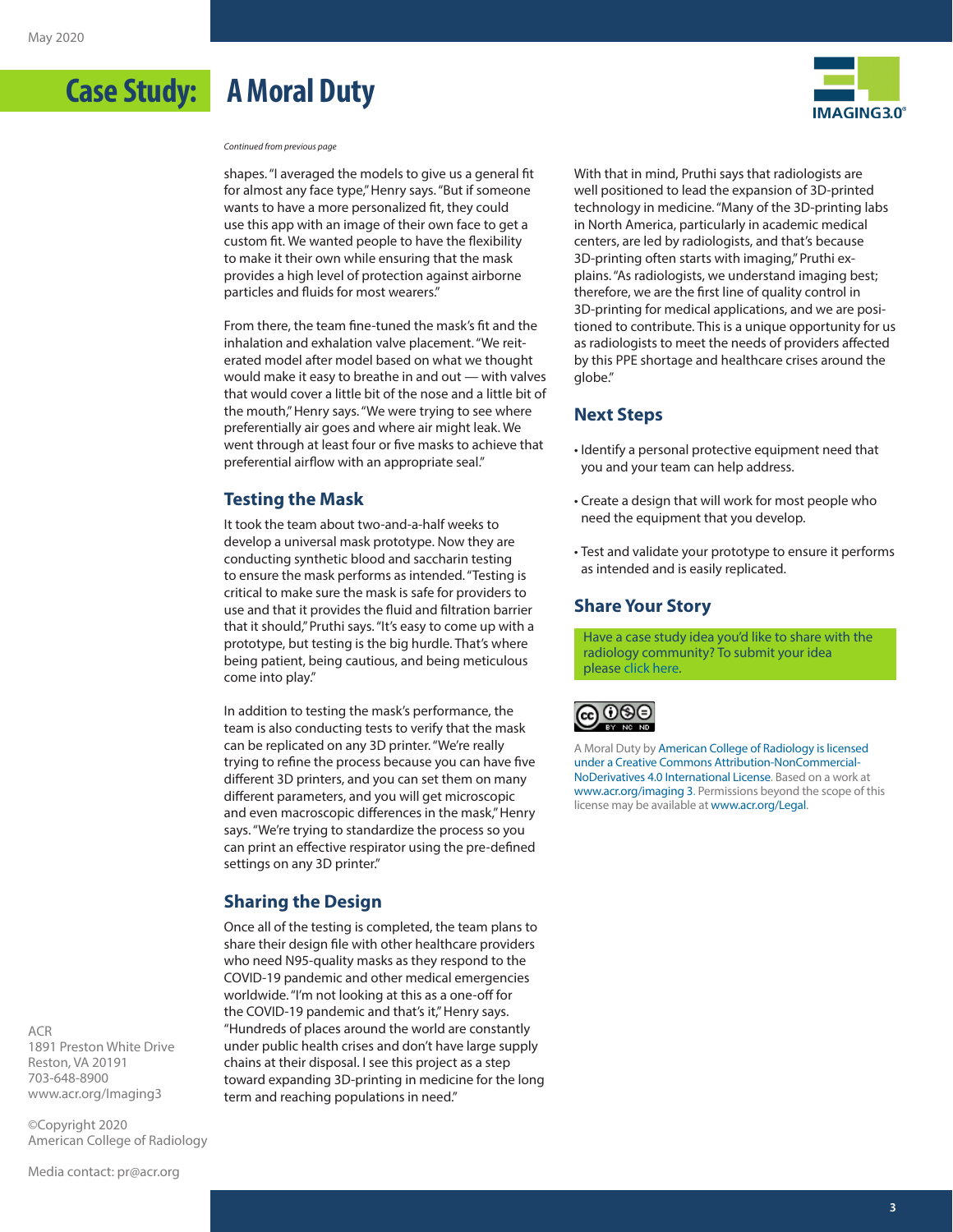# Case Study: A Moral Duty

*Continued from previous page*

shapes. "I averaged the models to give us a general fit for almost any face type," Henry says. "But if someone wants to have a more personalized fit, they could use this app with an image of their own face to get a custom fit. We wanted people to have the flexibility to make it their own while ensuring that the mask provides a high level of protection against airborne particles and fluids for most wearers."

From there, the team fine-tuned the mask's fit and the inhalation and exhalation valve placement. "We reiterated model after model based on what we thought would make it easy to breathe in and out — with valves that would cover a little bit of the nose and a little bit of the mouth," Henry says. "We were trying to see where preferentially air goes and where air might leak. We went through at least four or five masks to achieve that preferential airflow with an appropriate seal."

## Testing the Mask

It took the team about two-and-a-half weeks to develop a universal mask prototype. Now they are conducting synthetic blood and saccharin testing to ensure the mask performs as intended. "Testing is critical to make sure the mask is safe for providers to use and that it provides the fluid and filtration barrier that it should," Pruthi says. "It's easy to come up with a prototype, but testing is the big hurdle. That's where being patient, being cautious, and being meticulous come into play."

In addition to testing the mask's performance, the team is also conducting tests to verify that the mask can be replicated on any 3D printer. "We're really trying to refine the process because you can have five different 3D printers, and you can set them on many different parameters, and you will get microscopic and even macroscopic differences in the mask," Henry says. "We're trying to standardize the process so you can print an effective respirator using the pre-defined settings on any 3D printer."

## Sharing the Design

Once all of the testing is completed, the team plans to share their design file with other healthcare providers who need N95-quality masks as they respond to the COVID-19 pandemic and other medical emergencies worldwide. "I'm not looking at this as a one-off for the COVID-19 pandemic and that's it," Henry says. "Hundreds of places around the world are constantly under public health crises and don't have large supply chains at their disposal. I see this project as a step toward expanding 3D-printing in medicine for the long term and reaching populations in need."

With that in mind, Pruthi says that radiologists are well positioned to lead the expansion of 3D-printed technology in medicine. "Many of the 3D-printing labs in North America, particularly in academic medical centers, are led by radiologists, and that's because 3D-printing often starts with imaging," Pruthi explains. "As radiologists, we understand imaging best; therefore, we are the first line of quality control in 3D-printing for medical applications, and we are positioned to contribute. This is a unique opportunity for us as radiologists to meet the needs of providers affected by this PPE shortage and healthcare crises around the globe."

## Next Steps

- Identify a personal protective equipment need that you and your team can help address.
- Create a design that will work for most people who need the equipment that you develop.
- Test and validate your prototype to ensure it performs as intended and is easily replicated.

## Share Your Story

Have a case study idea you'd like to share with the radiology community? To submit your idea please click here.

A Moral Duty by American College of Radiology is licensed under a Creative Commons Attribution-NonCommercial-NoDerivatives 4.0 International License. Based on a work at www.acr.org/imaging 3. Permissions beyond the scope of this license may be available at www.acr.org/Legal.

ACR
1891 Preston White Drive
Reston, VA 20191
703-648-8900
www.acr.org/Imaging3

©Copyright 2020
American College of Radiology

Media contact: pr@acr.org